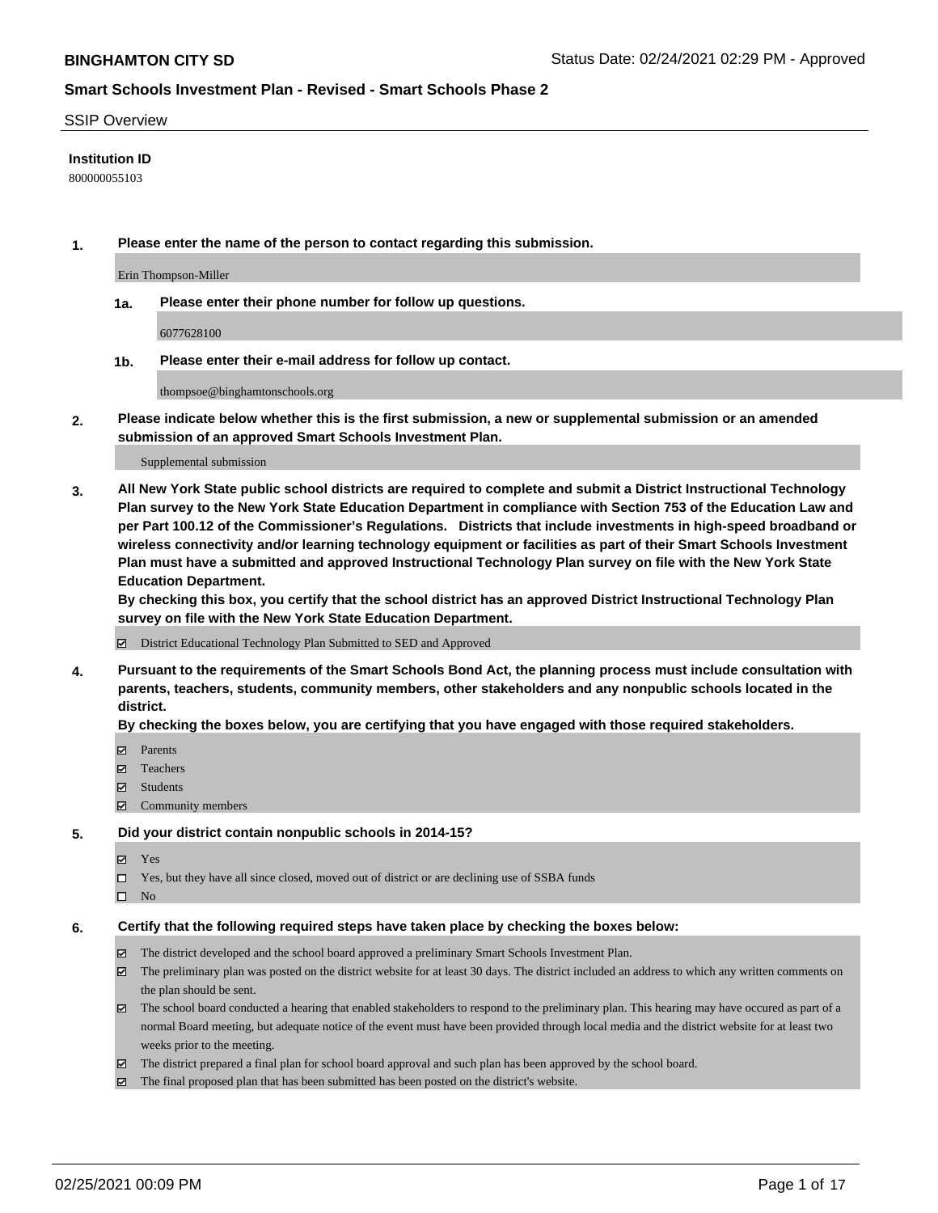**BINGHAMTON CITY SD** Status Date: 02/24/2021 02:29 PM - Approved

**Smart Schools Investment Plan - Revised - Smart Schools Phase 2**

SSIP Overview

**Institution ID**

800000055103

**1. Please enter the name of the person to contact regarding this submission.**

Erin Thompson-Miller

**1a. Please enter their phone number for follow up questions.**

6077628100

**1b. Please enter their e-mail address for follow up contact.**

thompsoe@binghamtonschools.org

**2. Please indicate below whether this is the first submission, a new or supplemental submission or an amended submission of an approved Smart Schools Investment Plan.**

Supplemental submission

**3. All New York State public school districts are required to complete and submit a District Instructional Technology Plan survey to the New York State Education Department in compliance with Section 753 of the Education Law and per Part 100.12 of the Commissioner's Regulations. Districts that include investments in high-speed broadband or wireless connectivity and/or learning technology equipment or facilities as part of their Smart Schools Investment Plan must have a submitted and approved Instructional Technology Plan survey on file with the New York State Education Department.**

**By checking this box, you certify that the school district has an approved District Instructional Technology Plan survey on file with the New York State Education Department.**

- [x] District Educational Technology Plan Submitted to SED and Approved

**4. Pursuant to the requirements of the Smart Schools Bond Act, the planning process must include consultation with parents, teachers, students, community members, other stakeholders and any nonpublic schools located in the district.**

**By checking the boxes below, you are certifying that you have engaged with those required stakeholders.**

- [x] Parents
- [x] Teachers
- [x] Students
- [x] Community members

**5. Did your district contain nonpublic schools in 2014-15?**

- [x] Yes
- [ ] Yes, but they have all since closed, moved out of district or are declining use of SSBA funds
- [ ] No

**6. Certify that the following required steps have taken place by checking the boxes below:**

- [x] The district developed and the school board approved a preliminary Smart Schools Investment Plan.
- [x] The preliminary plan was posted on the district website for at least 30 days. The district included an address to which any written comments on the plan should be sent.
- [x] The school board conducted a hearing that enabled stakeholders to respond to the preliminary plan. This hearing may have occured as part of a normal Board meeting, but adequate notice of the event must have been provided through local media and the district website for at least two weeks prior to the meeting.
- [x] The district prepared a final plan for school board approval and such plan has been approved by the school board.
- [x] The final proposed plan that has been submitted has been posted on the district's website.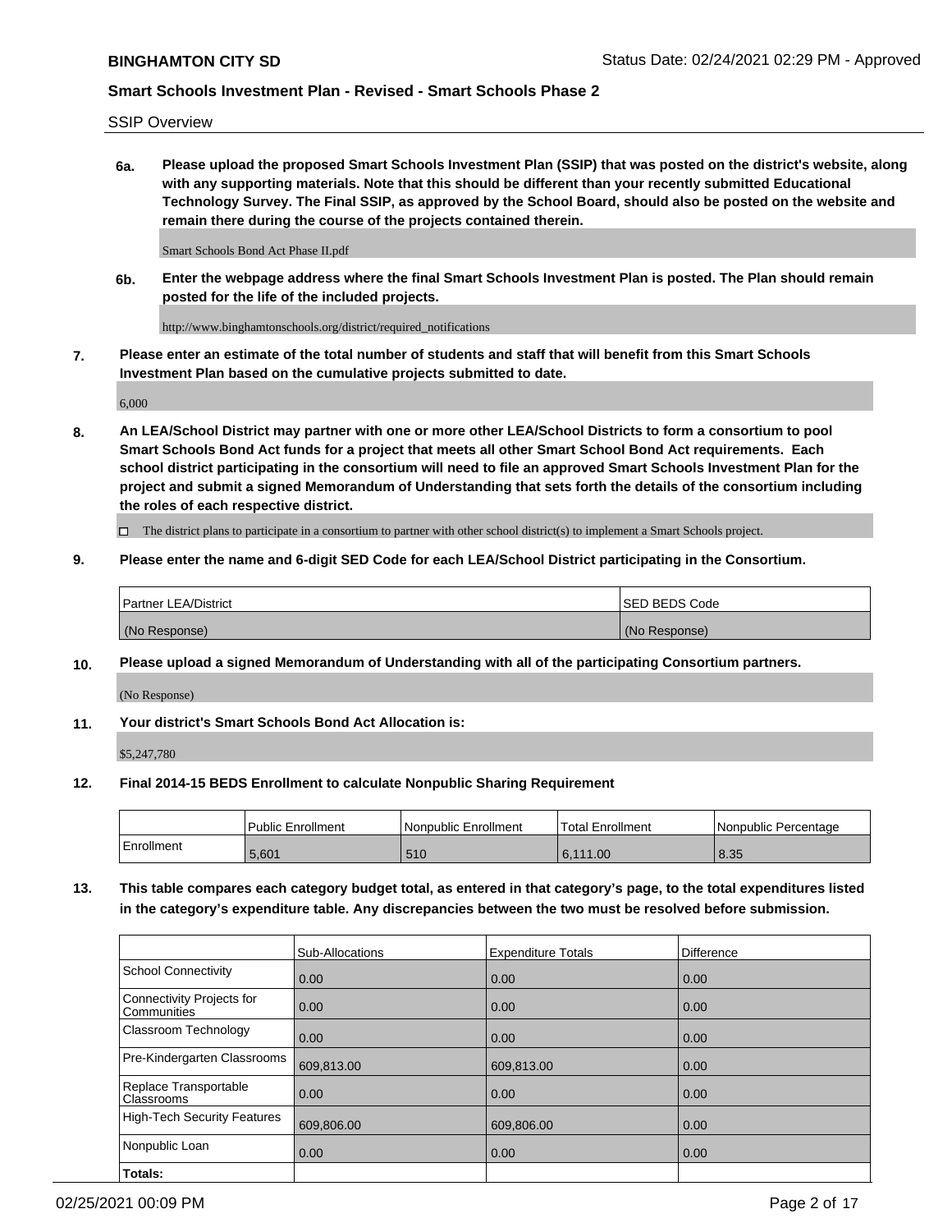SSIP Overview

**6a. Please upload the proposed Smart Schools Investment Plan (SSIP) that was posted on the district's website, along with any supporting materials. Note that this should be different than your recently submitted Educational Technology Survey. The Final SSIP, as approved by the School Board, should also be posted on the website and remain there during the course of the projects contained therein.**

Smart Schools Bond Act Phase II.pdf

**6b. Enter the webpage address where the final Smart Schools Investment Plan is posted. The Plan should remain posted for the life of the included projects.**

http://www.binghamtonschools.org/district/required_notifications

**7. Please enter an estimate of the total number of students and staff that will benefit from this Smart Schools Investment Plan based on the cumulative projects submitted to date.**

6,000

**8. An LEA/School District may partner with one or more other LEA/School Districts to form a consortium to pool Smart Schools Bond Act funds for a project that meets all other Smart School Bond Act requirements. Each school district participating in the consortium will need to file an approved Smart Schools Investment Plan for the project and submit a signed Memorandum of Understanding that sets forth the details of the consortium including the roles of each respective district.**

☐ The district plans to participate in a consortium to partner with other school district(s) to implement a Smart Schools project.

**9. Please enter the name and 6-digit SED Code for each LEA/School District participating in the Consortium.**

| Partner LEA/District | SED BEDS Code |
|---|---|
| (No Response) | (No Response) |

**10. Please upload a signed Memorandum of Understanding with all of the participating Consortium partners.**

(No Response)

**11. Your district's Smart Schools Bond Act Allocation is:**

$5,247,780

**12. Final 2014-15 BEDS Enrollment to calculate Nonpublic Sharing Requirement**

| | Public Enrollment | Nonpublic Enrollment | Total Enrollment | Nonpublic Percentage |
|---|---|---|---|---|
| Enrollment | 5,601 | 510 | 6,111.00 | 8.35 |

**13. This table compares each category budget total, as entered in that category's page, to the total expenditures listed in the category's expenditure table. Any discrepancies between the two must be resolved before submission.**

| | Sub-Allocations | Expenditure Totals | Difference |
|---|---|---|---|
| School Connectivity | 0.00 | 0.00 | 0.00 |
| Connectivity Projects for Communities | 0.00 | 0.00 | 0.00 |
| Classroom Technology | 0.00 | 0.00 | 0.00 |
| Pre-Kindergarten Classrooms | 609,813.00 | 609,813.00 | 0.00 |
| Replace Transportable Classrooms | 0.00 | 0.00 | 0.00 |
| High-Tech Security Features | 609,806.00 | 609,806.00 | 0.00 |
| Nonpublic Loan | 0.00 | 0.00 | 0.00 |
| **Totals:** | | | |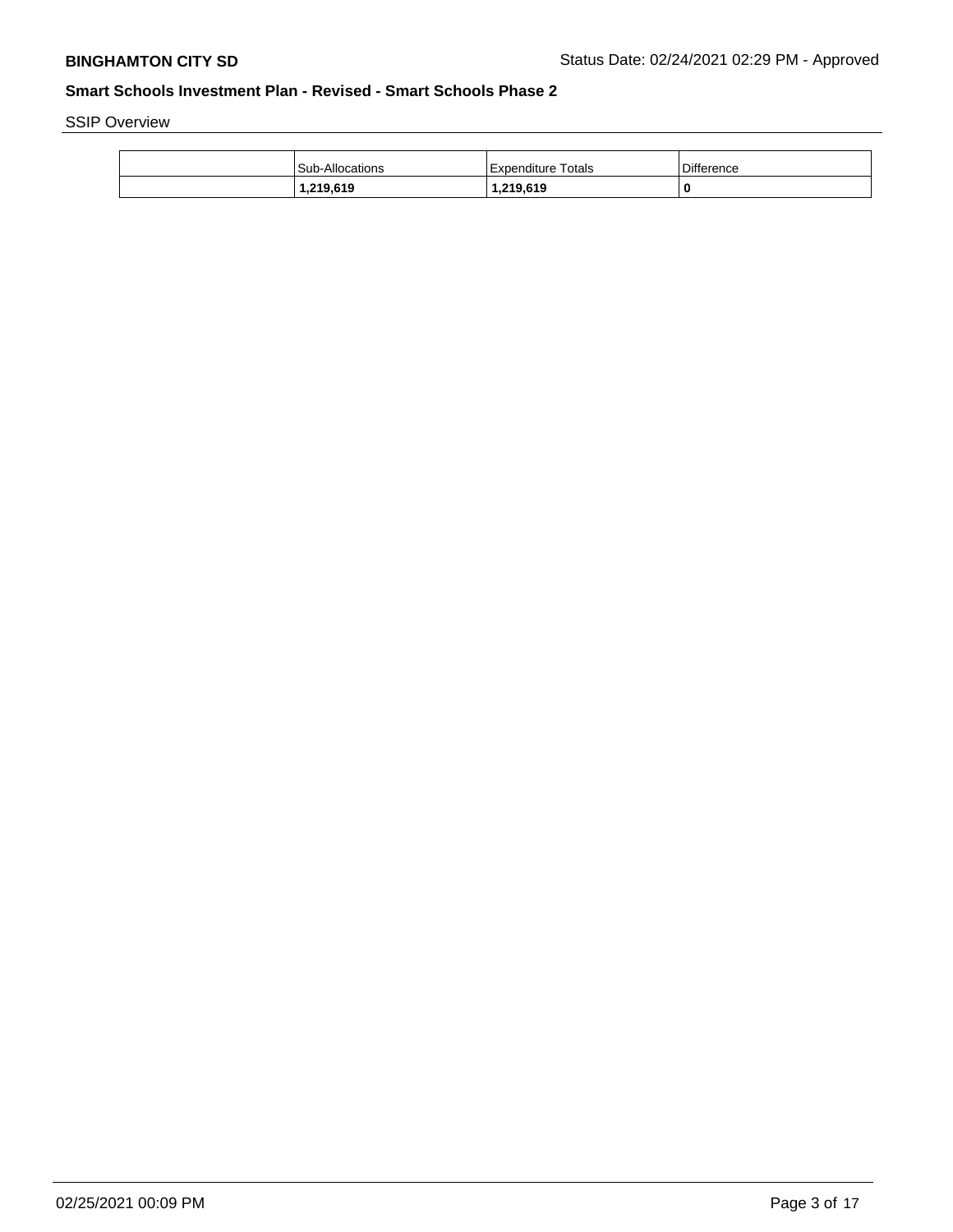## Smart Schools Investment Plan - Revised - Smart Schools Phase 2

SSIP Overview

| | Sub-Allocations | Expenditure Totals | Difference |
|---|---|---|---|
| | **1,219,619** | **1,219,619** | **0** |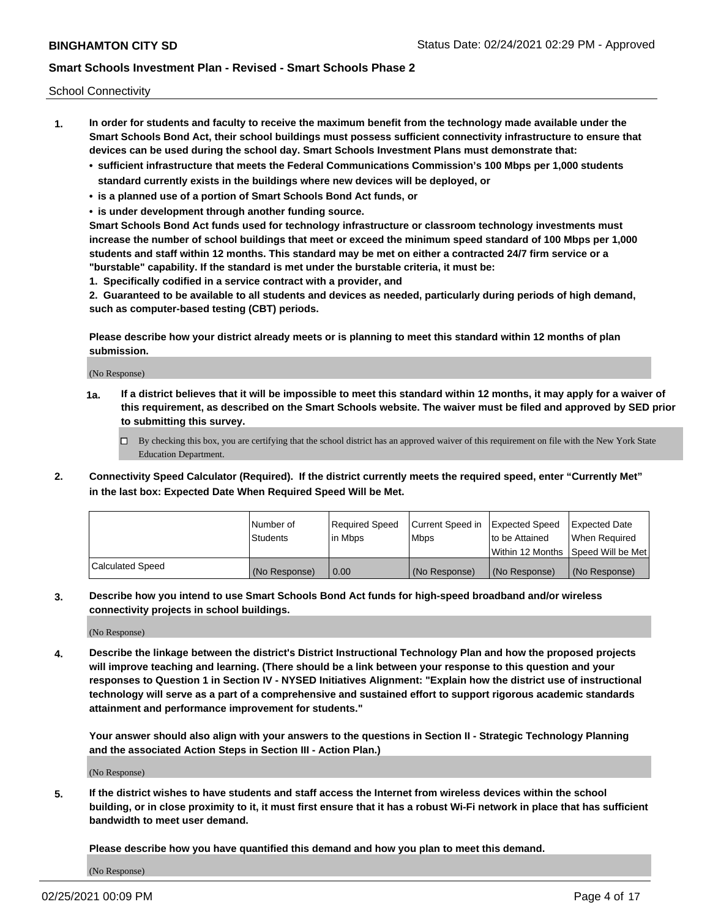School Connectivity

1. **In order for students and faculty to receive the maximum benefit from the technology made available under the Smart Schools Bond Act, their school buildings must possess sufficient connectivity infrastructure to ensure that devices can be used during the school day. Smart Schools Investment Plans must demonstrate that:**
   - **sufficient infrastructure that meets the Federal Communications Commission's 100 Mbps per 1,000 students standard currently exists in the buildings where new devices will be deployed, or**
   - **is a planned use of a portion of Smart Schools Bond Act funds, or**
   - **is under development through another funding source.**

   **Smart Schools Bond Act funds used for technology infrastructure or classroom technology investments must increase the number of school buildings that meet or exceed the minimum speed standard of 100 Mbps per 1,000 students and staff within 12 months. This standard may be met on either a contracted 24/7 firm service or a "burstable" capability. If the standard is met under the burstable criteria, it must be:**

   **1. Specifically codified in a service contract with a provider, and**

   **2. Guaranteed to be available to all students and devices as needed, particularly during periods of high demand, such as computer-based testing (CBT) periods.**

   **Please describe how your district already meets or is planning to meet this standard within 12 months of plan submission.**

   (No Response)

   **1a. If a district believes that it will be impossible to meet this standard within 12 months, it may apply for a waiver of this requirement, as described on the Smart Schools website. The waiver must be filed and approved by SED prior to submitting this survey.**

   ☐ By checking this box, you are certifying that the school district has an approved waiver of this requirement on file with the New York State Education Department.

2. **Connectivity Speed Calculator (Required). If the district currently meets the required speed, enter "Currently Met" in the last box: Expected Date When Required Speed Will be Met.**

| | Number of Students | Required Speed in Mbps | Current Speed in Mbps | Expected Speed to be Attained Within 12 Months | Expected Date When Required Speed Will be Met |
|---|---|---|---|---|---|
| Calculated Speed | (No Response) | 0.00 | (No Response) | (No Response) | (No Response) |

3. **Describe how you intend to use Smart Schools Bond Act funds for high-speed broadband and/or wireless connectivity projects in school buildings.**

   (No Response)

4. **Describe the linkage between the district's District Instructional Technology Plan and how the proposed projects will improve teaching and learning. (There should be a link between your response to this question and your responses to Question 1 in Section IV - NYSED Initiatives Alignment: "Explain how the district use of instructional technology will serve as a part of a comprehensive and sustained effort to support rigorous academic standards attainment and performance improvement for students."**

   **Your answer should also align with your answers to the questions in Section II - Strategic Technology Planning and the associated Action Steps in Section III - Action Plan.)**

   (No Response)

5. **If the district wishes to have students and staff access the Internet from wireless devices within the school building, or in close proximity to it, it must first ensure that it has a robust Wi-Fi network in place that has sufficient bandwidth to meet user demand.**

   **Please describe how you have quantified this demand and how you plan to meet this demand.**

   (No Response)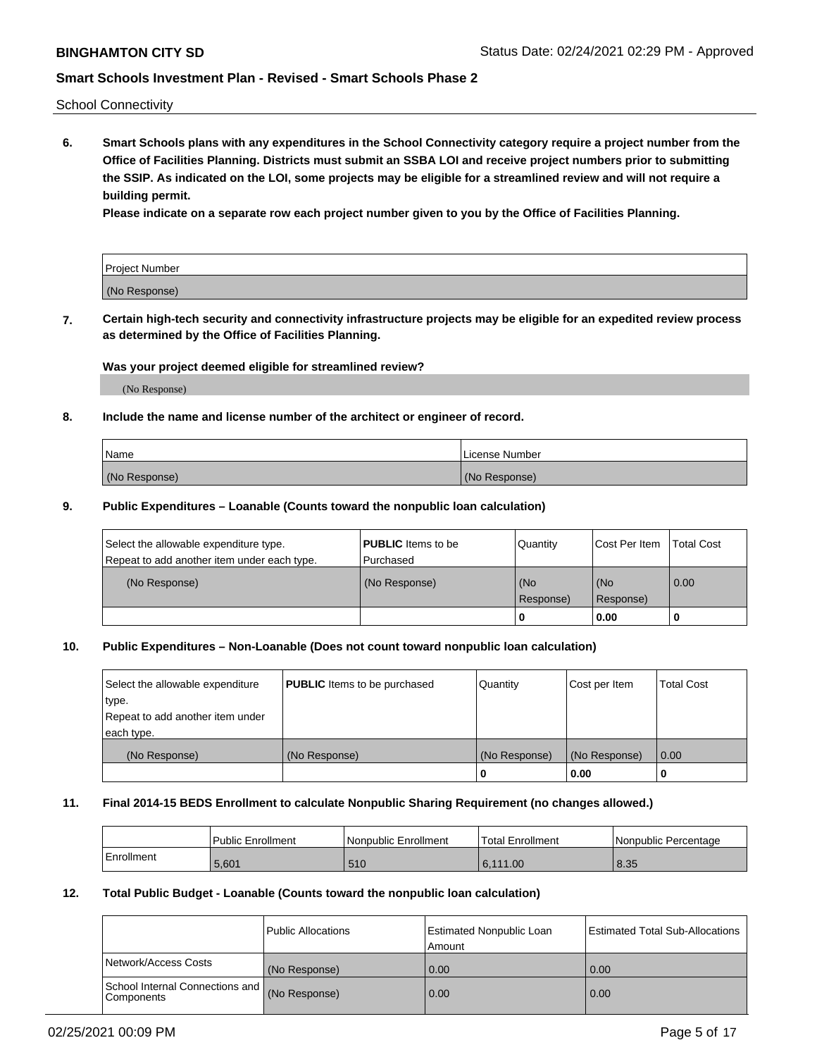School Connectivity

**6. Smart Schools plans with any expenditures in the School Connectivity category require a project number from the Office of Facilities Planning. Districts must submit an SSBA LOI and receive project numbers prior to submitting the SSIP. As indicated on the LOI, some projects may be eligible for a streamlined review and will not require a building permit.**

**Please indicate on a separate row each project number given to you by the Office of Facilities Planning.**

| Project Number |
| --- |
| (No Response) |

**7. Certain high-tech security and connectivity infrastructure projects may be eligible for an expedited review process as determined by the Office of Facilities Planning.**

**Was your project deemed eligible for streamlined review?**

(No Response)

**8. Include the name and license number of the architect or engineer of record.**

| Name | License Number |
| --- | --- |
| (No Response) | (No Response) |

**9. Public Expenditures – Loanable (Counts toward the nonpublic loan calculation)**

| Select the allowable expenditure type. Repeat to add another item under each type. | **PUBLIC** Items to be Purchased | Quantity | Cost Per Item | Total Cost |
| --- | --- | --- | --- | --- |
| (No Response) | (No Response) | (No Response) | (No Response) | 0.00 |
| | | 0 | 0.00 | 0 |

**10. Public Expenditures – Non-Loanable (Does not count toward nonpublic loan calculation)**

| Select the allowable expenditure type. Repeat to add another item under each type. | **PUBLIC** Items to be purchased | Quantity | Cost per Item | Total Cost |
| --- | --- | --- | --- | --- |
| (No Response) | (No Response) | (No Response) | (No Response) | 0.00 |
| | | 0 | 0.00 | 0 |

**11. Final 2014-15 BEDS Enrollment to calculate Nonpublic Sharing Requirement (no changes allowed.)**

| | Public Enrollment | Nonpublic Enrollment | Total Enrollment | Nonpublic Percentage |
| --- | --- | --- | --- | --- |
| Enrollment | 5,601 | 510 | 6,111.00 | 8.35 |

**12. Total Public Budget - Loanable (Counts toward the nonpublic loan calculation)**

| | Public Allocations | Estimated Nonpublic Loan Amount | Estimated Total Sub-Allocations |
| --- | --- | --- | --- |
| Network/Access Costs | (No Response) | 0.00 | 0.00 |
| School Internal Connections and Components | (No Response) | 0.00 | 0.00 |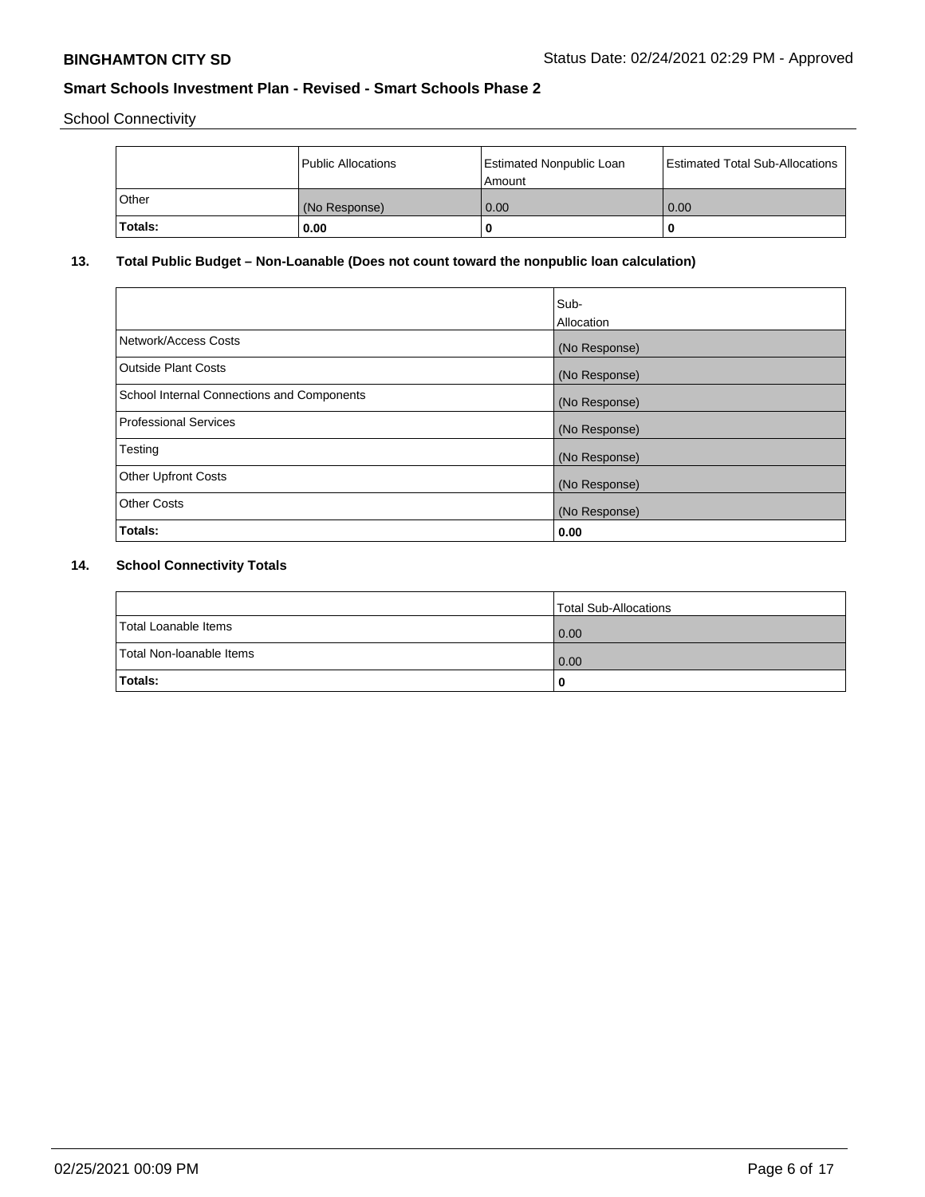School Connectivity

| | Public Allocations | Estimated Nonpublic Loan Amount | Estimated Total Sub-Allocations |
|---|---|---|---|
| Other | (No Response) | 0.00 | 0.00 |
| **Totals:** | **0.00** | **0** | **0** |

## 13. Total Public Budget – Non-Loanable (Does not count toward the nonpublic loan calculation)

| | Sub-Allocation |
|---|---|
| Network/Access Costs | (No Response) |
| Outside Plant Costs | (No Response) |
| School Internal Connections and Components | (No Response) |
| Professional Services | (No Response) |
| Testing | (No Response) |
| Other Upfront Costs | (No Response) |
| Other Costs | (No Response) |
| **Totals:** | **0.00** |

## 14. School Connectivity Totals

| | Total Sub-Allocations |
|---|---|
| Total Loanable Items | 0.00 |
| Total Non-loanable Items | 0.00 |
| **Totals:** | **0** |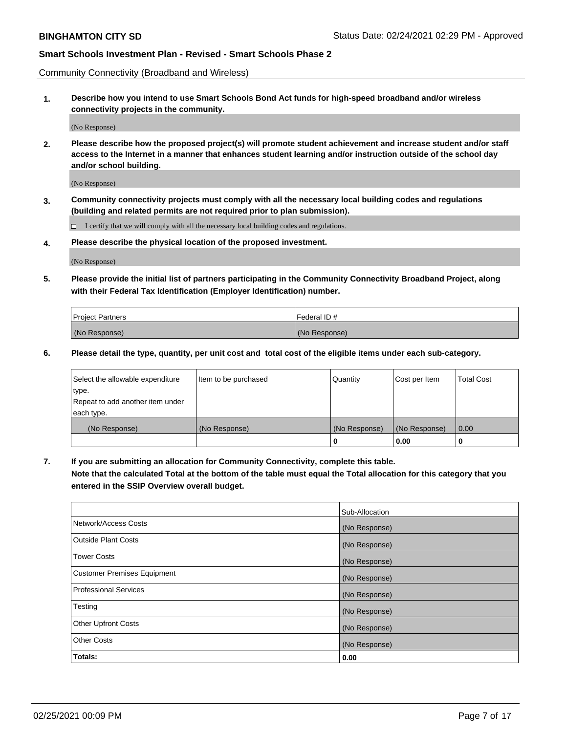Community Connectivity (Broadband and Wireless)

**1. Describe how you intend to use Smart Schools Bond Act funds for high-speed broadband and/or wireless connectivity projects in the community.**

(No Response)

**2. Please describe how the proposed project(s) will promote student achievement and increase student and/or staff access to the Internet in a manner that enhances student learning and/or instruction outside of the school day and/or school building.**

(No Response)

**3. Community connectivity projects must comply with all the necessary local building codes and regulations (building and related permits are not required prior to plan submission).**

☐ I certify that we will comply with all the necessary local building codes and regulations.

**4. Please describe the physical location of the proposed investment.**

(No Response)

**5. Please provide the initial list of partners participating in the Community Connectivity Broadband Project, along with their Federal Tax Identification (Employer Identification) number.**

| Project Partners | Federal ID # |
|---|---|
| (No Response) | (No Response) |

**6. Please detail the type, quantity, per unit cost and total cost of the eligible items under each sub-category.**

| Select the allowable expenditure type. Repeat to add another item under each type. | Item to be purchased | Quantity | Cost per Item | Total Cost |
|---|---|---|---|---|
| (No Response) | (No Response) | (No Response) | (No Response) | 0.00 |
| | | 0 | 0.00 | 0 |

**7. If you are submitting an allocation for Community Connectivity, complete this table. Note that the calculated Total at the bottom of the table must equal the Total allocation for this category that you entered in the SSIP Overview overall budget.**

| | Sub-Allocation |
|---|---|
| Network/Access Costs | (No Response) |
| Outside Plant Costs | (No Response) |
| Tower Costs | (No Response) |
| Customer Premises Equipment | (No Response) |
| Professional Services | (No Response) |
| Testing | (No Response) |
| Other Upfront Costs | (No Response) |
| Other Costs | (No Response) |
| **Totals:** | **0.00** |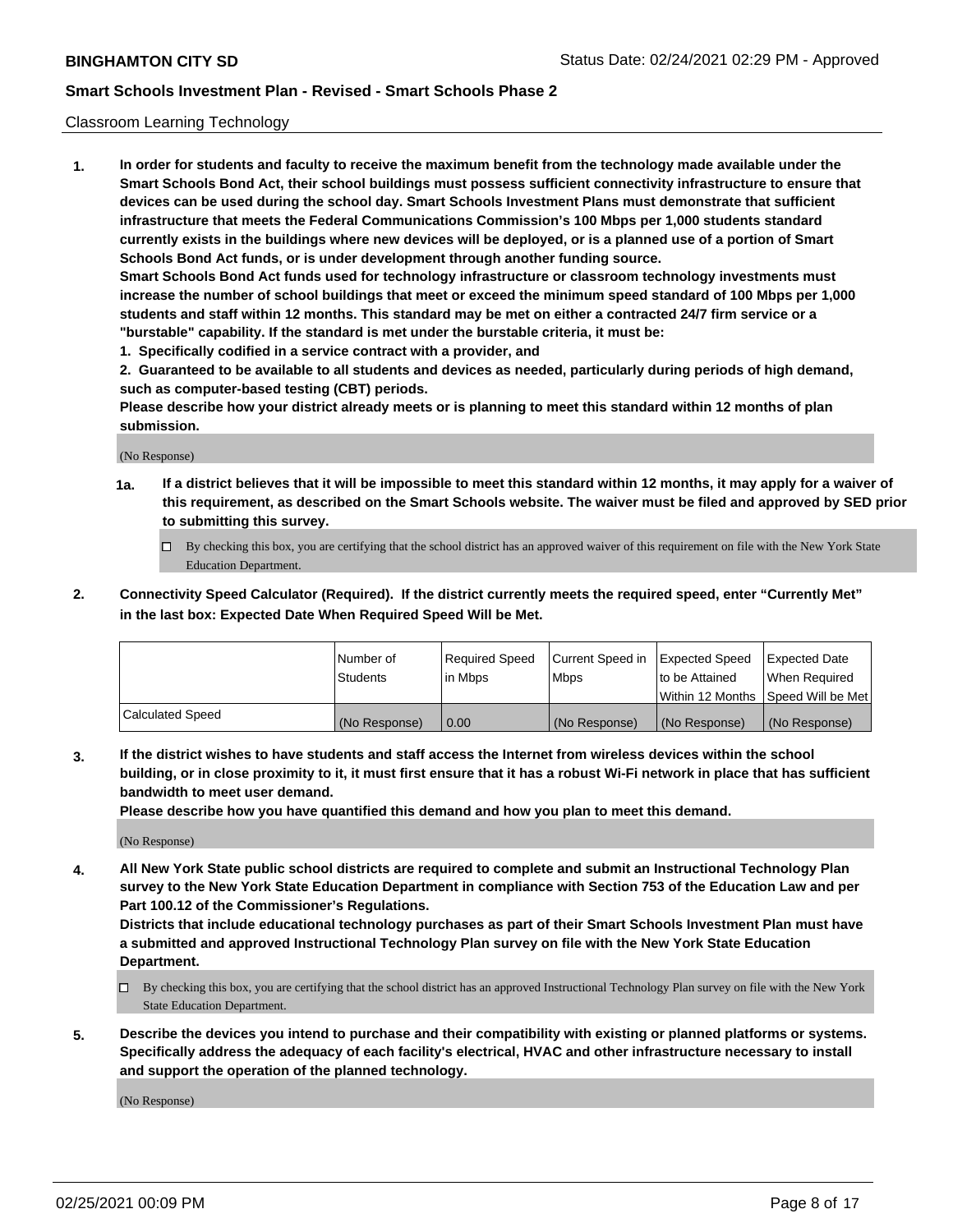Classroom Learning Technology

**1. In order for students and faculty to receive the maximum benefit from the technology made available under the Smart Schools Bond Act, their school buildings must possess sufficient connectivity infrastructure to ensure that devices can be used during the school day. Smart Schools Investment Plans must demonstrate that sufficient infrastructure that meets the Federal Communications Commission's 100 Mbps per 1,000 students standard currently exists in the buildings where new devices will be deployed, or is a planned use of a portion of Smart Schools Bond Act funds, or is under development through another funding source.**

**Smart Schools Bond Act funds used for technology infrastructure or classroom technology investments must increase the number of school buildings that meet or exceed the minimum speed standard of 100 Mbps per 1,000 students and staff within 12 months. This standard may be met on either a contracted 24/7 firm service or a "burstable" capability. If the standard is met under the burstable criteria, it must be:**

**1. Specifically codified in a service contract with a provider, and**

**2. Guaranteed to be available to all students and devices as needed, particularly during periods of high demand, such as computer-based testing (CBT) periods.**

**Please describe how your district already meets or is planning to meet this standard within 12 months of plan submission.**

(No Response)

**1a. If a district believes that it will be impossible to meet this standard within 12 months, it may apply for a waiver of this requirement, as described on the Smart Schools website. The waiver must be filed and approved by SED prior to submitting this survey.**

☐ By checking this box, you are certifying that the school district has an approved waiver of this requirement on file with the New York State Education Department.

**2. Connectivity Speed Calculator (Required). If the district currently meets the required speed, enter "Currently Met" in the last box: Expected Date When Required Speed Will be Met.**

| | Number of Students | Required Speed in Mbps | Current Speed in Mbps | Expected Speed to be Attained Within 12 Months | Expected Date When Required Speed Will be Met |
|---|---|---|---|---|---|
| Calculated Speed | (No Response) | 0.00 | (No Response) | (No Response) | (No Response) |

**3. If the district wishes to have students and staff access the Internet from wireless devices within the school building, or in close proximity to it, it must first ensure that it has a robust Wi-Fi network in place that has sufficient bandwidth to meet user demand.**

**Please describe how you have quantified this demand and how you plan to meet this demand.**

(No Response)

**4. All New York State public school districts are required to complete and submit an Instructional Technology Plan survey to the New York State Education Department in compliance with Section 753 of the Education Law and per Part 100.12 of the Commissioner's Regulations.**

**Districts that include educational technology purchases as part of their Smart Schools Investment Plan must have a submitted and approved Instructional Technology Plan survey on file with the New York State Education Department.**

☐ By checking this box, you are certifying that the school district has an approved Instructional Technology Plan survey on file with the New York State Education Department.

**5. Describe the devices you intend to purchase and their compatibility with existing or planned platforms or systems. Specifically address the adequacy of each facility's electrical, HVAC and other infrastructure necessary to install and support the operation of the planned technology.**

(No Response)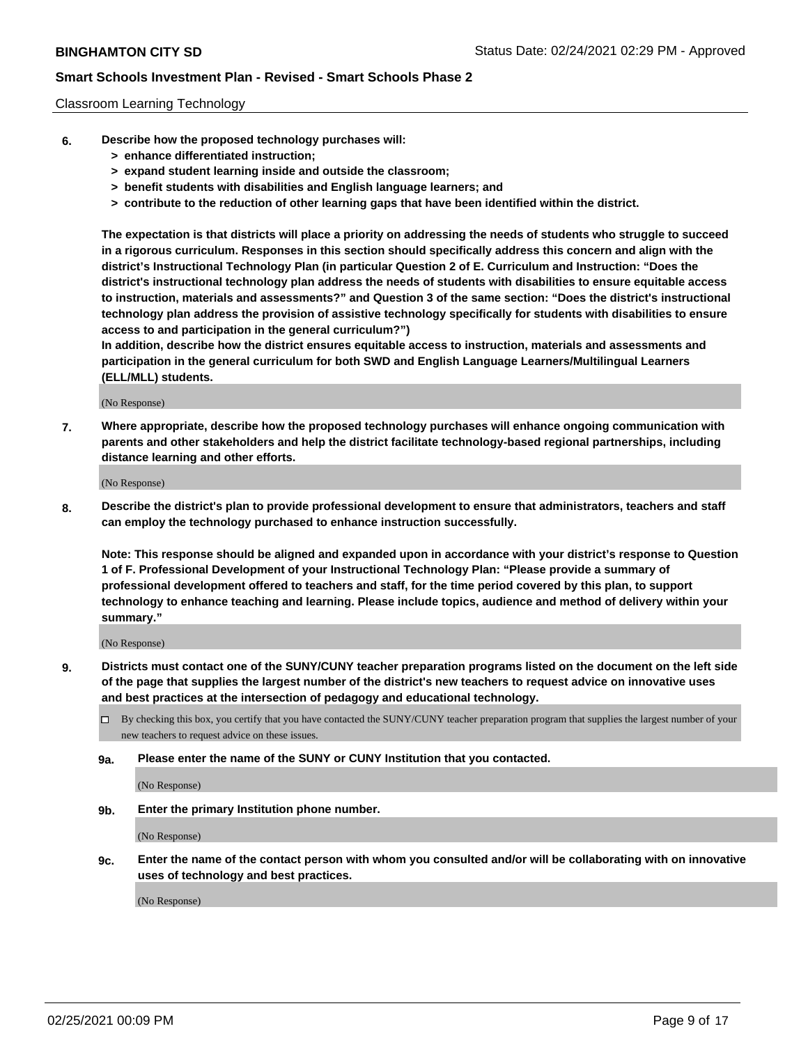Classroom Learning Technology

**6. Describe how the proposed technology purchases will:**
- **> enhance differentiated instruction;**
- **> expand student learning inside and outside the classroom;**
- **> benefit students with disabilities and English language learners; and**
- **> contribute to the reduction of other learning gaps that have been identified within the district.**

**The expectation is that districts will place a priority on addressing the needs of students who struggle to succeed in a rigorous curriculum. Responses in this section should specifically address this concern and align with the district's Instructional Technology Plan (in particular Question 2 of E. Curriculum and Instruction: "Does the district's instructional technology plan address the needs of students with disabilities to ensure equitable access to instruction, materials and assessments?" and Question 3 of the same section: "Does the district's instructional technology plan address the provision of assistive technology specifically for students with disabilities to ensure access to and participation in the general curriculum?")**

**In addition, describe how the district ensures equitable access to instruction, materials and assessments and participation in the general curriculum for both SWD and English Language Learners/Multilingual Learners (ELL/MLL) students.**

(No Response)

**7. Where appropriate, describe how the proposed technology purchases will enhance ongoing communication with parents and other stakeholders and help the district facilitate technology-based regional partnerships, including distance learning and other efforts.**

(No Response)

**8. Describe the district's plan to provide professional development to ensure that administrators, teachers and staff can employ the technology purchased to enhance instruction successfully.**

**Note: This response should be aligned and expanded upon in accordance with your district's response to Question 1 of F. Professional Development of your Instructional Technology Plan: "Please provide a summary of professional development offered to teachers and staff, for the time period covered by this plan, to support technology to enhance teaching and learning. Please include topics, audience and method of delivery within your summary."**

(No Response)

**9. Districts must contact one of the SUNY/CUNY teacher preparation programs listed on the document on the left side of the page that supplies the largest number of the district's new teachers to request advice on innovative uses and best practices at the intersection of pedagogy and educational technology.**

☐ By checking this box, you certify that you have contacted the SUNY/CUNY teacher preparation program that supplies the largest number of your new teachers to request advice on these issues.

**9a. Please enter the name of the SUNY or CUNY Institution that you contacted.**

(No Response)

**9b. Enter the primary Institution phone number.**

(No Response)

**9c. Enter the name of the contact person with whom you consulted and/or will be collaborating with on innovative uses of technology and best practices.**

(No Response)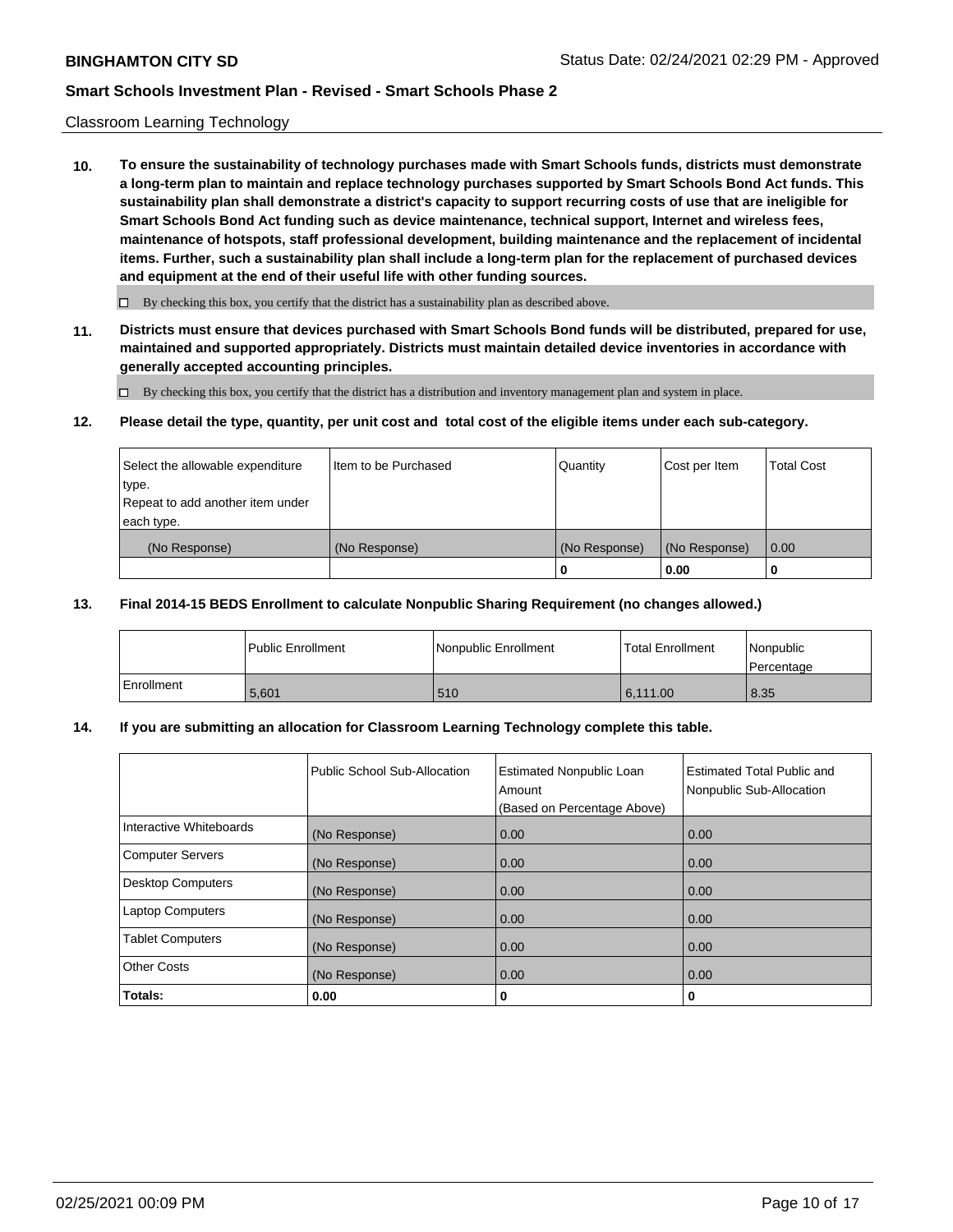Classroom Learning Technology

**10. To ensure the sustainability of technology purchases made with Smart Schools funds, districts must demonstrate a long-term plan to maintain and replace technology purchases supported by Smart Schools Bond Act funds. This sustainability plan shall demonstrate a district's capacity to support recurring costs of use that are ineligible for Smart Schools Bond Act funding such as device maintenance, technical support, Internet and wireless fees, maintenance of hotspots, staff professional development, building maintenance and the replacement of incidental items. Further, such a sustainability plan shall include a long-term plan for the replacement of purchased devices and equipment at the end of their useful life with other funding sources.**

☐ By checking this box, you certify that the district has a sustainability plan as described above.

**11. Districts must ensure that devices purchased with Smart Schools Bond funds will be distributed, prepared for use, maintained and supported appropriately. Districts must maintain detailed device inventories in accordance with generally accepted accounting principles.**

☐ By checking this box, you certify that the district has a distribution and inventory management plan and system in place.

**12. Please detail the type, quantity, per unit cost and total cost of the eligible items under each sub-category.**

| Select the allowable expenditure type. Repeat to add another item under each type. | Item to be Purchased | Quantity | Cost per Item | Total Cost |
|---|---|---|---|---|
| (No Response) | (No Response) | (No Response) | (No Response) | 0.00 |
| | | 0 | 0.00 | 0 |

**13. Final 2014-15 BEDS Enrollment to calculate Nonpublic Sharing Requirement (no changes allowed.)**

| | Public Enrollment | Nonpublic Enrollment | Total Enrollment | Nonpublic Percentage |
|---|---|---|---|---|
| Enrollment | 5,601 | 510 | 6,111.00 | 8.35 |

**14. If you are submitting an allocation for Classroom Learning Technology complete this table.**

| | Public School Sub-Allocation | Estimated Nonpublic Loan Amount (Based on Percentage Above) | Estimated Total Public and Nonpublic Sub-Allocation |
|---|---|---|---|
| Interactive Whiteboards | (No Response) | 0.00 | 0.00 |
| Computer Servers | (No Response) | 0.00 | 0.00 |
| Desktop Computers | (No Response) | 0.00 | 0.00 |
| Laptop Computers | (No Response) | 0.00 | 0.00 |
| Tablet Computers | (No Response) | 0.00 | 0.00 |
| Other Costs | (No Response) | 0.00 | 0.00 |
| **Totals:** | **0.00** | **0** | **0** |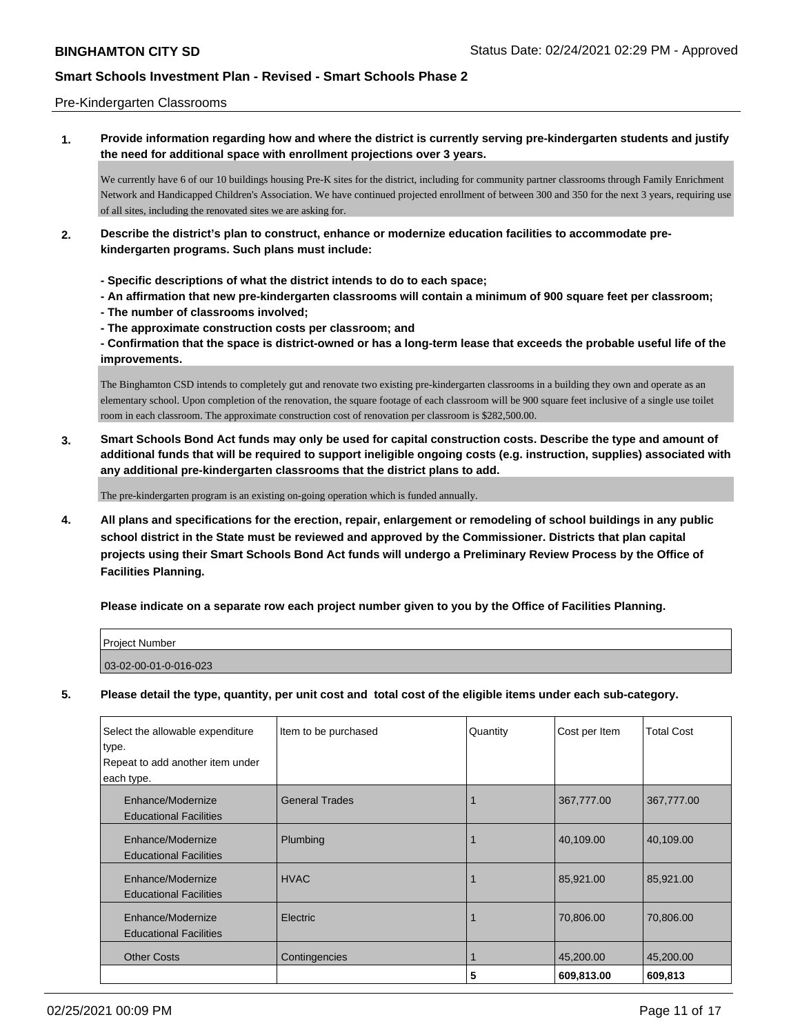Pre-Kindergarten Classrooms

**1. Provide information regarding how and where the district is currently serving pre-kindergarten students and justify the need for additional space with enrollment projections over 3 years.**

We currently have 6 of our 10 buildings housing Pre-K sites for the district, including for community partner classrooms through Family Enrichment Network and Handicapped Children's Association. We have continued projected enrollment of between 300 and 350 for the next 3 years, requiring use of all sites, including the renovated sites we are asking for.

**2. Describe the district's plan to construct, enhance or modernize education facilities to accommodate pre-kindergarten programs. Such plans must include:**

**- Specific descriptions of what the district intends to do to each space;**
**- An affirmation that new pre-kindergarten classrooms will contain a minimum of 900 square feet per classroom;**
**- The number of classrooms involved;**
**- The approximate construction costs per classroom; and**
**- Confirmation that the space is district-owned or has a long-term lease that exceeds the probable useful life of the improvements.**

The Binghamton CSD intends to completely gut and renovate two existing pre-kindergarten classrooms in a building they own and operate as an elementary school. Upon completion of the renovation, the square footage of each classroom will be 900 square feet inclusive of a single use toilet room in each classroom. The approximate construction cost of renovation per classroom is $282,500.00.

**3. Smart Schools Bond Act funds may only be used for capital construction costs. Describe the type and amount of additional funds that will be required to support ineligible ongoing costs (e.g. instruction, supplies) associated with any additional pre-kindergarten classrooms that the district plans to add.**

The pre-kindergarten program is an existing on-going operation which is funded annually.

**4. All plans and specifications for the erection, repair, enlargement or remodeling of school buildings in any public school district in the State must be reviewed and approved by the Commissioner. Districts that plan capital projects using their Smart Schools Bond Act funds will undergo a Preliminary Review Process by the Office of Facilities Planning.**

**Please indicate on a separate row each project number given to you by the Office of Facilities Planning.**

| Project Number |
|---|
| 03-02-00-01-0-016-023 |

**5. Please detail the type, quantity, per unit cost and total cost of the eligible items under each sub-category.**

| Select the allowable expenditure type. Repeat to add another item under each type. | Item to be purchased | Quantity | Cost per Item | Total Cost |
|---|---|---|---|---|
| Enhance/Modernize Educational Facilities | General Trades | 1 | 367,777.00 | 367,777.00 |
| Enhance/Modernize Educational Facilities | Plumbing | 1 | 40,109.00 | 40,109.00 |
| Enhance/Modernize Educational Facilities | HVAC | 1 | 85,921.00 | 85,921.00 |
| Enhance/Modernize Educational Facilities | Electric | 1 | 70,806.00 | 70,806.00 |
| Other Costs | Contingencies | 1 | 45,200.00 | 45,200.00 |
| | | **5** | **609,813.00** | **609,813** |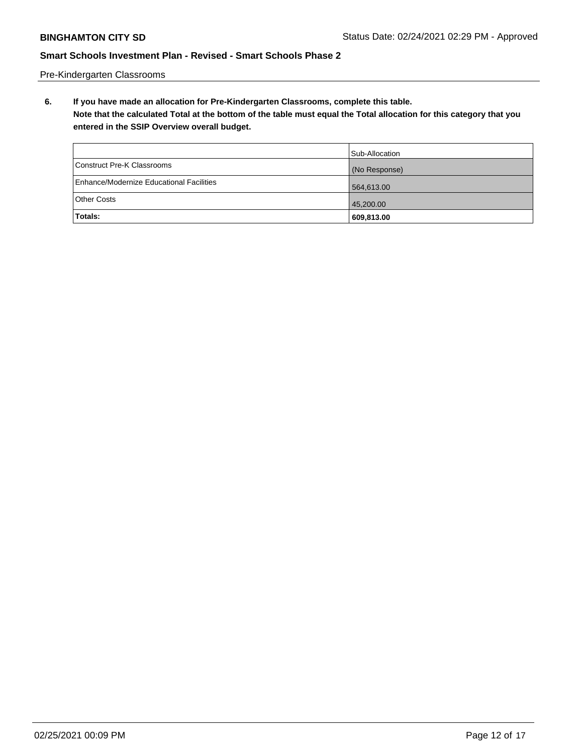Pre-Kindergarten Classrooms

**6. If you have made an allocation for Pre-Kindergarten Classrooms, complete this table. Note that the calculated Total at the bottom of the table must equal the Total allocation for this category that you entered in the SSIP Overview overall budget.**

| | Sub-Allocation |
|---|---|
| Construct Pre-K Classrooms | (No Response) |
| Enhance/Modernize Educational Facilities | 564,613.00 |
| Other Costs | 45,200.00 |
| **Totals:** | **609,813.00** |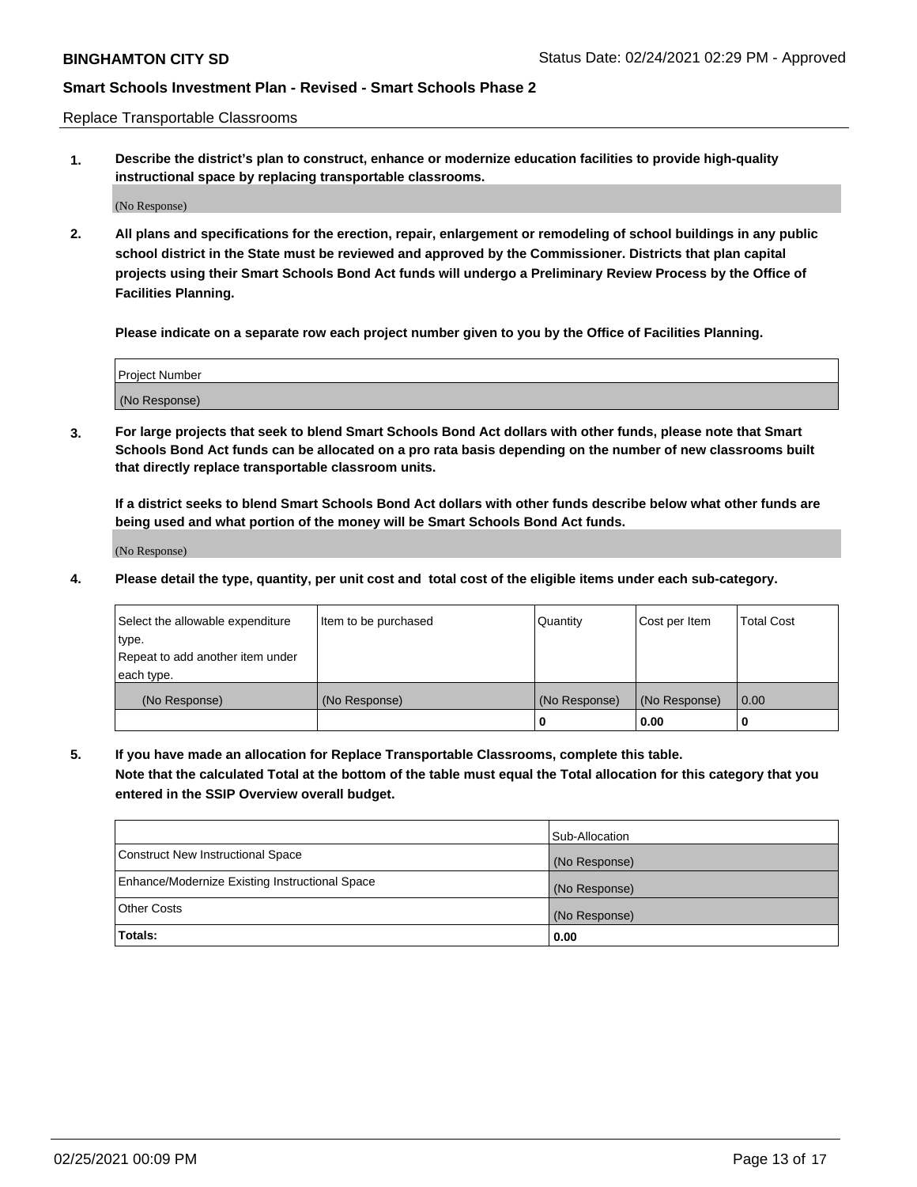Replace Transportable Classrooms

**1. Describe the district's plan to construct, enhance or modernize education facilities to provide high-quality instructional space by replacing transportable classrooms.**

(No Response)

**2. All plans and specifications for the erection, repair, enlargement or remodeling of school buildings in any public school district in the State must be reviewed and approved by the Commissioner. Districts that plan capital projects using their Smart Schools Bond Act funds will undergo a Preliminary Review Process by the Office of Facilities Planning.**

**Please indicate on a separate row each project number given to you by the Office of Facilities Planning.**

| Project Number |
| --- |
| (No Response) |

**3. For large projects that seek to blend Smart Schools Bond Act dollars with other funds, please note that Smart Schools Bond Act funds can be allocated on a pro rata basis depending on the number of new classrooms built that directly replace transportable classroom units.**

**If a district seeks to blend Smart Schools Bond Act dollars with other funds describe below what other funds are being used and what portion of the money will be Smart Schools Bond Act funds.**

(No Response)

**4. Please detail the type, quantity, per unit cost and total cost of the eligible items under each sub-category.**

| Select the allowable expenditure type. Repeat to add another item under each type. | Item to be purchased | Quantity | Cost per Item | Total Cost |
| --- | --- | --- | --- | --- |
| (No Response) | (No Response) | (No Response) | (No Response) | 0.00 |
| | | 0 | 0.00 | 0 |

**5. If you have made an allocation for Replace Transportable Classrooms, complete this table. Note that the calculated Total at the bottom of the table must equal the Total allocation for this category that you entered in the SSIP Overview overall budget.**

| | Sub-Allocation |
| --- | --- |
| Construct New Instructional Space | (No Response) |
| Enhance/Modernize Existing Instructional Space | (No Response) |
| Other Costs | (No Response) |
| **Totals:** | **0.00** |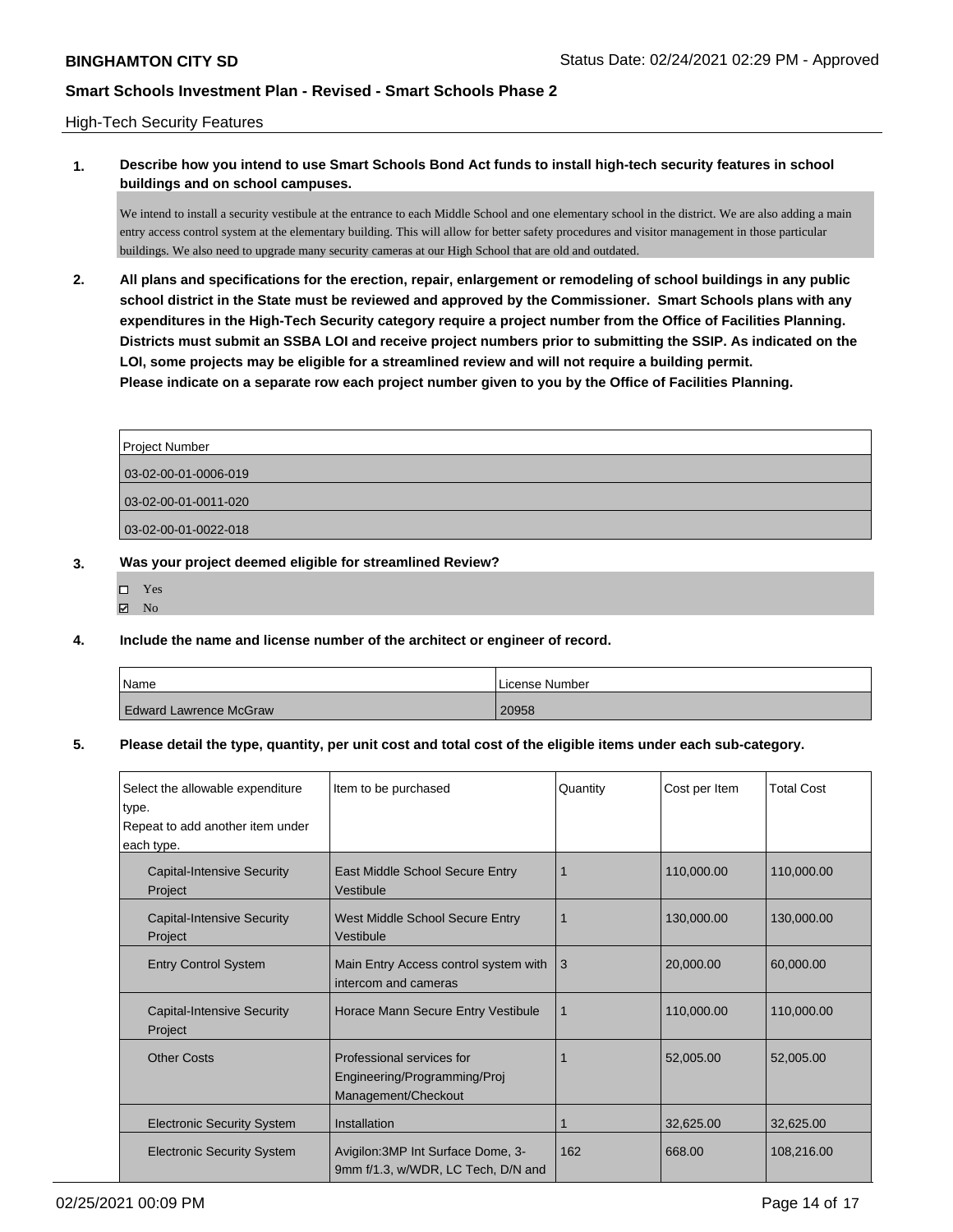High-Tech Security Features

**1. Describe how you intend to use Smart Schools Bond Act funds to install high-tech security features in school buildings and on school campuses.**

We intend to install a security vestibule at the entrance to each Middle School and one elementary school in the district. We are also adding a main entry access control system at the elementary building. This will allow for better safety procedures and visitor management in those particular buildings. We also need to upgrade many security cameras at our High School that are old and outdated.

**2. All plans and specifications for the erection, repair, enlargement or remodeling of school buildings in any public school district in the State must be reviewed and approved by the Commissioner. Smart Schools plans with any expenditures in the High-Tech Security category require a project number from the Office of Facilities Planning. Districts must submit an SSBA LOI and receive project numbers prior to submitting the SSIP. As indicated on the LOI, some projects may be eligible for a streamlined review and will not require a building permit.**
**Please indicate on a separate row each project number given to you by the Office of Facilities Planning.**

| Project Number |
|---|
| 03-02-00-01-0006-019 |
| 03-02-00-01-0011-020 |
| 03-02-00-01-0022-018 |

**3. Was your project deemed eligible for streamlined Review?**

- ☐ Yes
- ☑ No

**4. Include the name and license number of the architect or engineer of record.**

| Name | License Number |
|---|---|
| Edward Lawrence McGraw | 20958 |

**5. Please detail the type, quantity, per unit cost and total cost of the eligible items under each sub-category.**

| Select the allowable expenditure type. Repeat to add another item under each type. | Item to be purchased | Quantity | Cost per Item | Total Cost |
|---|---|---|---|---|
| Capital-Intensive Security Project | East Middle School Secure Entry Vestibule | 1 | 110,000.00 | 110,000.00 |
| Capital-Intensive Security Project | West Middle School Secure Entry Vestibule | 1 | 130,000.00 | 130,000.00 |
| Entry Control System | Main Entry Access control system with intercom and cameras | 3 | 20,000.00 | 60,000.00 |
| Capital-Intensive Security Project | Horace Mann Secure Entry Vestibule | 1 | 110,000.00 | 110,000.00 |
| Other Costs | Professional services for Engineering/Programming/Proj Management/Checkout | 1 | 52,005.00 | 52,005.00 |
| Electronic Security System | Installation | 1 | 32,625.00 | 32,625.00 |
| Electronic Security System | Avigilon:3MP Int Surface Dome, 3-9mm f/1.3, w/WDR, LC Tech, D/N and | 162 | 668.00 | 108,216.00 |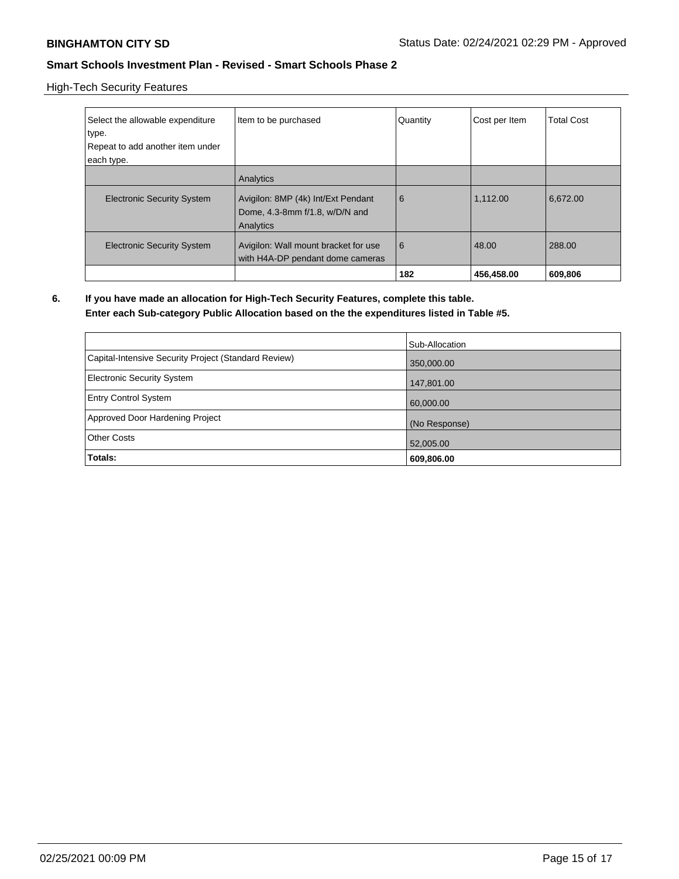High-Tech Security Features

| Select the allowable expenditure type.<br>Repeat to add another item under each type. | Item to be purchased | Quantity | Cost per Item | Total Cost |
|---|---|---|---|---|
| | Analytics | | | |
| Electronic Security System | Avigilon: 8MP (4k) Int/Ext Pendant Dome, 4.3-8mm f/1.8, w/D/N and Analytics | 6 | 1,112.00 | 6,672.00 |
| Electronic Security System | Avigilon: Wall mount bracket for use with H4A-DP pendant dome cameras | 6 | 48.00 | 288.00 |
| | | **182** | **456,458.00** | **609,806** |

**6. If you have made an allocation for High-Tech Security Features, complete this table.**
**Enter each Sub-category Public Allocation based on the the expenditures listed in Table #5.**

| | Sub-Allocation |
|---|---|
| Capital-Intensive Security Project (Standard Review) | 350,000.00 |
| Electronic Security System | 147,801.00 |
| Entry Control System | 60,000.00 |
| Approved Door Hardening Project | (No Response) |
| Other Costs | 52,005.00 |
| **Totals:** | **609,806.00** |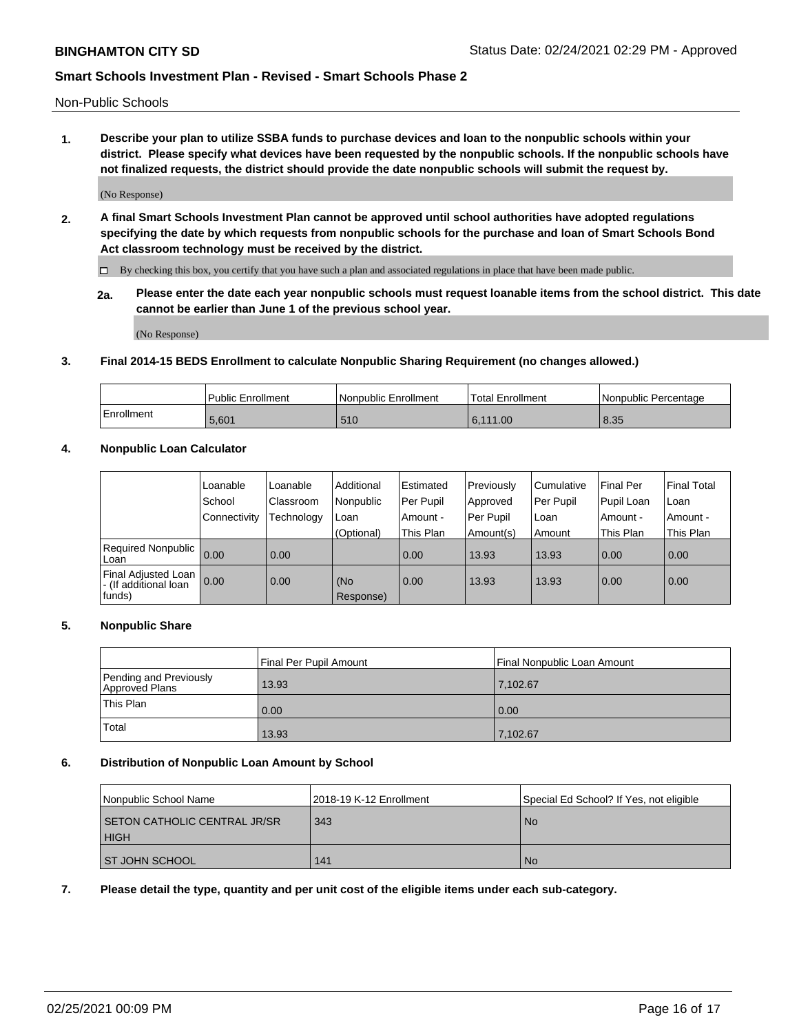**BINGHAMTON CITY SD** Status Date: 02/24/2021 02:29 PM - Approved

**Smart Schools Investment Plan - Revised - Smart Schools Phase 2**

Non-Public Schools

**1. Describe your plan to utilize SSBA funds to purchase devices and loan to the nonpublic schools within your district. Please specify what devices have been requested by the nonpublic schools. If the nonpublic schools have not finalized requests, the district should provide the date nonpublic schools will submit the request by.**

(No Response)

**2. A final Smart Schools Investment Plan cannot be approved until school authorities have adopted regulations specifying the date by which requests from nonpublic schools for the purchase and loan of Smart Schools Bond Act classroom technology must be received by the district.**

☐ By checking this box, you certify that you have such a plan and associated regulations in place that have been made public.

**2a. Please enter the date each year nonpublic schools must request loanable items from the school district. This date cannot be earlier than June 1 of the previous school year.**

(No Response)

**3. Final 2014-15 BEDS Enrollment to calculate Nonpublic Sharing Requirement (no changes allowed.)**

| | Public Enrollment | Nonpublic Enrollment | Total Enrollment | Nonpublic Percentage |
|---|---|---|---|---|
| Enrollment | 5,601 | 510 | 6,111.00 | 8.35 |

**4. Nonpublic Loan Calculator**

| | Loanable School Connectivity | Loanable Classroom Technology | Additional Nonpublic Loan (Optional) | Estimated Per Pupil Amount - This Plan | Previously Approved Per Pupil Amount(s) | Cumulative Per Pupil Loan Amount | Final Per Pupil Loan Amount - This Plan | Final Total Loan Amount - This Plan |
|---|---|---|---|---|---|---|---|---|
| Required Nonpublic Loan | 0.00 | 0.00 | | 0.00 | 13.93 | 13.93 | 0.00 | 0.00 |
| Final Adjusted Loan - (If additional loan funds) | 0.00 | 0.00 | (No Response) | 0.00 | 13.93 | 13.93 | 0.00 | 0.00 |

**5. Nonpublic Share**

| | Final Per Pupil Amount | Final Nonpublic Loan Amount |
|---|---|---|
| Pending and Previously Approved Plans | 13.93 | 7,102.67 |
| This Plan | 0.00 | 0.00 |
| Total | 13.93 | 7,102.67 |

**6. Distribution of Nonpublic Loan Amount by School**

| Nonpublic School Name | 2018-19 K-12 Enrollment | Special Ed School? If Yes, not eligible |
|---|---|---|
| SETON CATHOLIC CENTRAL JR/SR HIGH | 343 | No |
| ST JOHN SCHOOL | 141 | No |

**7. Please detail the type, quantity and per unit cost of the eligible items under each sub-category.**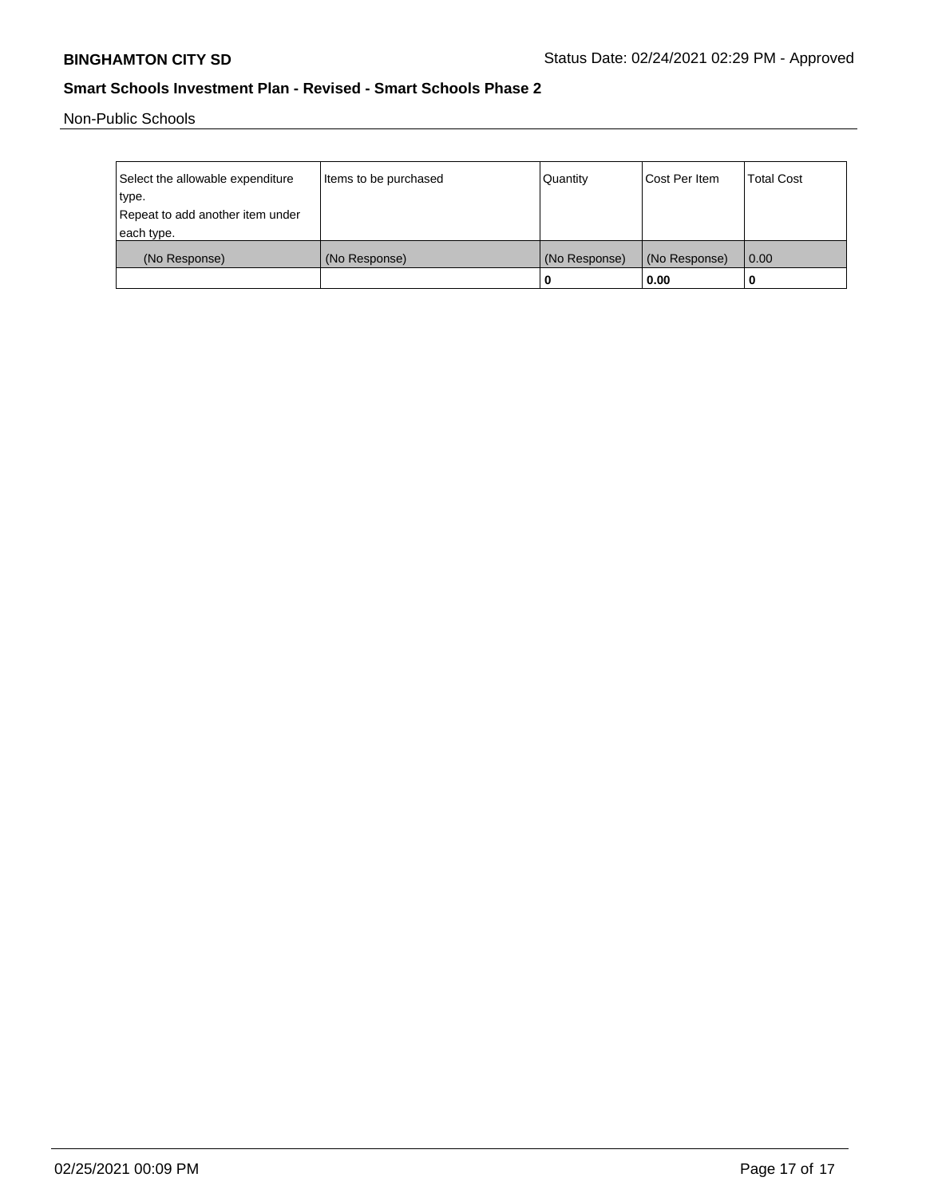Non-Public Schools

| Select the allowable expenditure type. Repeat to add another item under each type. | Items to be purchased | Quantity | Cost Per Item | Total Cost |
|---|---|---|---|---|
| (No Response) | (No Response) | (No Response) | (No Response) | 0.00 |
| | | **0** | **0.00** | **0** |